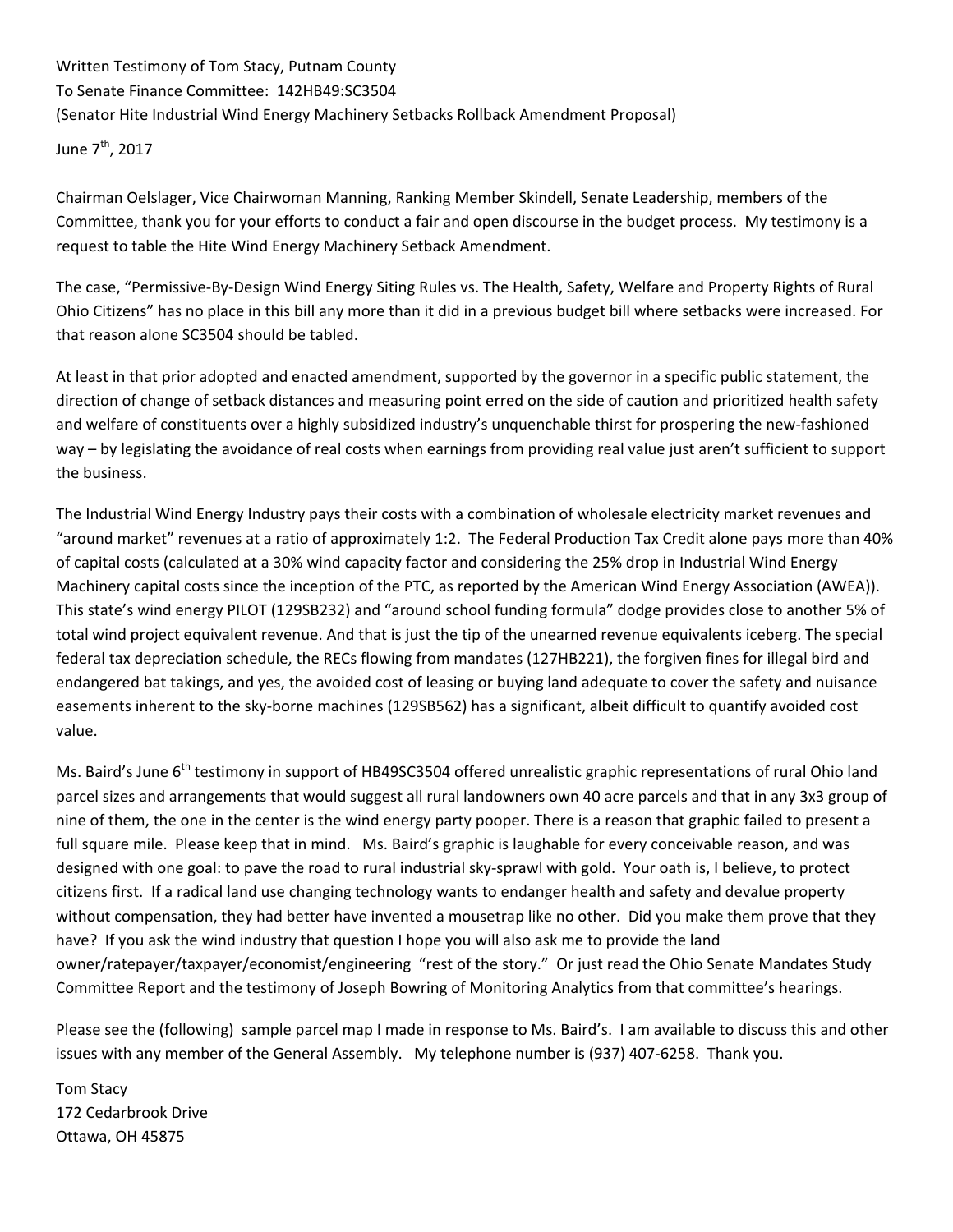Written Testimony of Tom Stacy, Putnam County
To Senate Finance Committee: 142HB49:SC3504
(Senator Hite Industrial Wind Energy Machinery Setbacks Rollback Amendment Proposal)

June 7th, 2017

Chairman Oelslager, Vice Chairwoman Manning, Ranking Member Skindell, Senate Leadership, members of the Committee, thank you for your efforts to conduct a fair and open discourse in the budget process. My testimony is a request to table the Hite Wind Energy Machinery Setback Amendment.

The case, "Permissive-By-Design Wind Energy Siting Rules vs. The Health, Safety, Welfare and Property Rights of Rural Ohio Citizens" has no place in this bill any more than it did in a previous budget bill where setbacks were increased. For that reason alone SC3504 should be tabled.

At least in that prior adopted and enacted amendment, supported by the governor in a specific public statement, the direction of change of setback distances and measuring point erred on the side of caution and prioritized health safety and welfare of constituents over a highly subsidized industry's unquenchable thirst for prospering the new-fashioned way – by legislating the avoidance of real costs when earnings from providing real value just aren't sufficient to support the business.

The Industrial Wind Energy Industry pays their costs with a combination of wholesale electricity market revenues and "around market" revenues at a ratio of approximately 1:2. The Federal Production Tax Credit alone pays more than 40% of capital costs (calculated at a 30% wind capacity factor and considering the 25% drop in Industrial Wind Energy Machinery capital costs since the inception of the PTC, as reported by the American Wind Energy Association (AWEA)). This state's wind energy PILOT (129SB232) and "around school funding formula" dodge provides close to another 5% of total wind project equivalent revenue. And that is just the tip of the unearned revenue equivalents iceberg. The special federal tax depreciation schedule, the RECs flowing from mandates (127HB221), the forgiven fines for illegal bird and endangered bat takings, and yes, the avoided cost of leasing or buying land adequate to cover the safety and nuisance easements inherent to the sky-borne machines (129SB562) has a significant, albeit difficult to quantify avoided cost value.

Ms. Baird's June 6th testimony in support of HB49SC3504 offered unrealistic graphic representations of rural Ohio land parcel sizes and arrangements that would suggest all rural landowners own 40 acre parcels and that in any 3x3 group of nine of them, the one in the center is the wind energy party pooper. There is a reason that graphic failed to present a full square mile. Please keep that in mind. Ms. Baird's graphic is laughable for every conceivable reason, and was designed with one goal: to pave the road to rural industrial sky-sprawl with gold. Your oath is, I believe, to protect citizens first. If a radical land use changing technology wants to endanger health and safety and devalue property without compensation, they had better have invented a mousetrap like no other. Did you make them prove that they have? If you ask the wind industry that question I hope you will also ask me to provide the land owner/ratepayer/taxpayer/economist/engineering "rest of the story." Or just read the Ohio Senate Mandates Study Committee Report and the testimony of Joseph Bowring of Monitoring Analytics from that committee's hearings.

Please see the (following) sample parcel map I made in response to Ms. Baird's. I am available to discuss this and other issues with any member of the General Assembly. My telephone number is (937) 407-6258. Thank you.

Tom Stacy
172 Cedarbrook Drive
Ottawa, OH 45875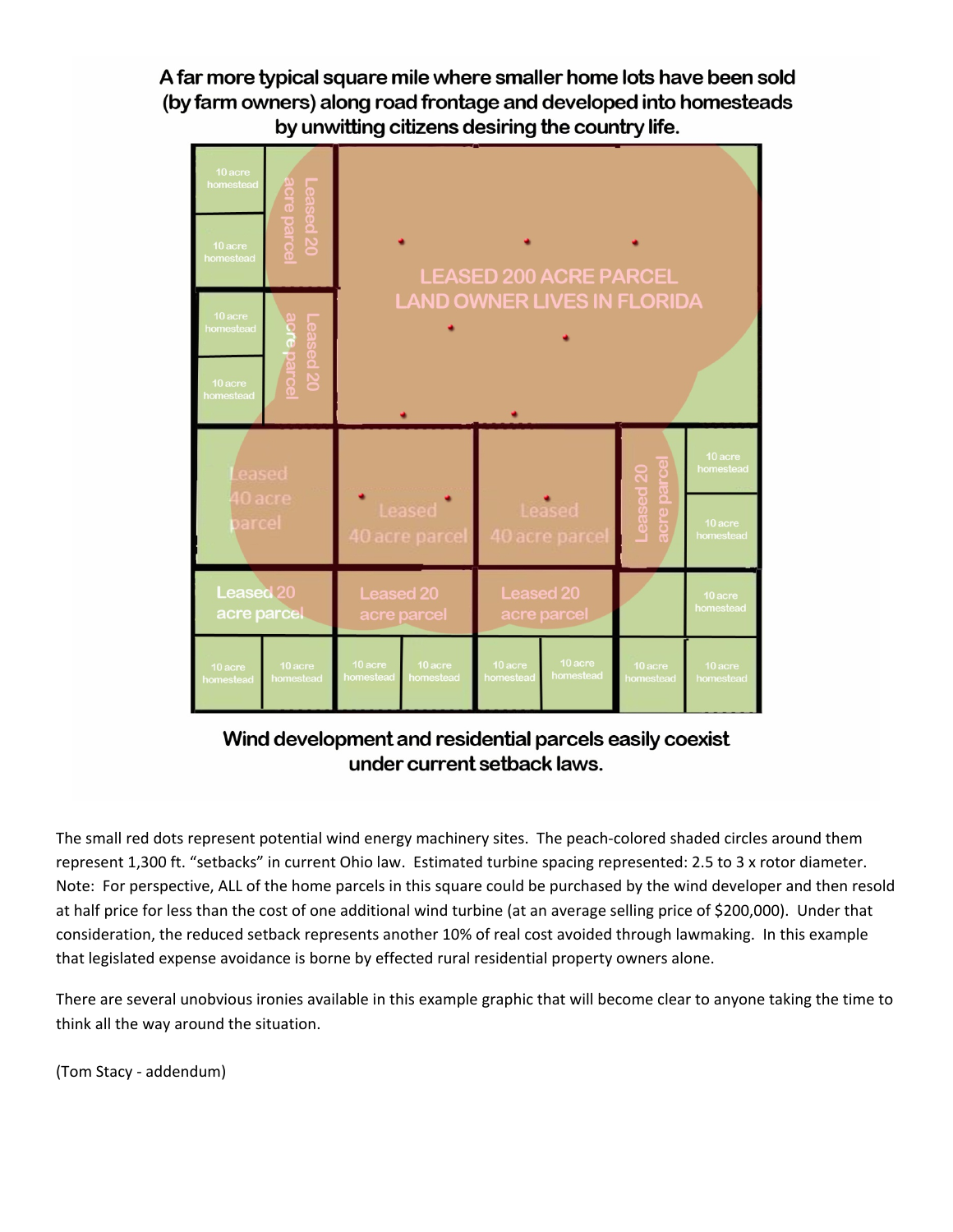**A far more typical square mile where smaller home lots have been sold (by farm owners) along road frontage and developed into homesteads by unwitting citizens desiring the country life.**

10 acre homestead
10 acre homestead
Leased 20 acre parcel
10 acre homestead
10 acre homestead
Leased 20 acre parcel
LEASED 200 ACRE PARCEL
LAND OWNER LIVES IN FLORIDA
Leased 40 acre parcel
Leased 40 acre parcel
Leased 40 acre parcel
Leased 20 acre parcel
10 acre homestead
10 acre homestead
Leased 20 acre parcel
Leased 20 acre parcel
Leased 20 acre parcel
10 acre homestead
10 acre homestead
10 acre homestead
10 acre homestead
10 acre homestead
10 acre homestead
10 acre homestead
10 acre homestead
10 acre homestead

**Wind development and residential parcels easily coexist under current setback laws.**

The small red dots represent potential wind energy machinery sites. The peach-colored shaded circles around them represent 1,300 ft. "setbacks" in current Ohio law. Estimated turbine spacing represented: 2.5 to 3 x rotor diameter. Note: For perspective, ALL of the home parcels in this square could be purchased by the wind developer and then resold at half price for less than the cost of one additional wind turbine (at an average selling price of $200,000). Under that consideration, the reduced setback represents another 10% of real cost avoided through lawmaking. In this example that legislated expense avoidance is borne by effected rural residential property owners alone.

There are several unobvious ironies available in this example graphic that will become clear to anyone taking the time to think all the way around the situation.

(Tom Stacy - addendum)